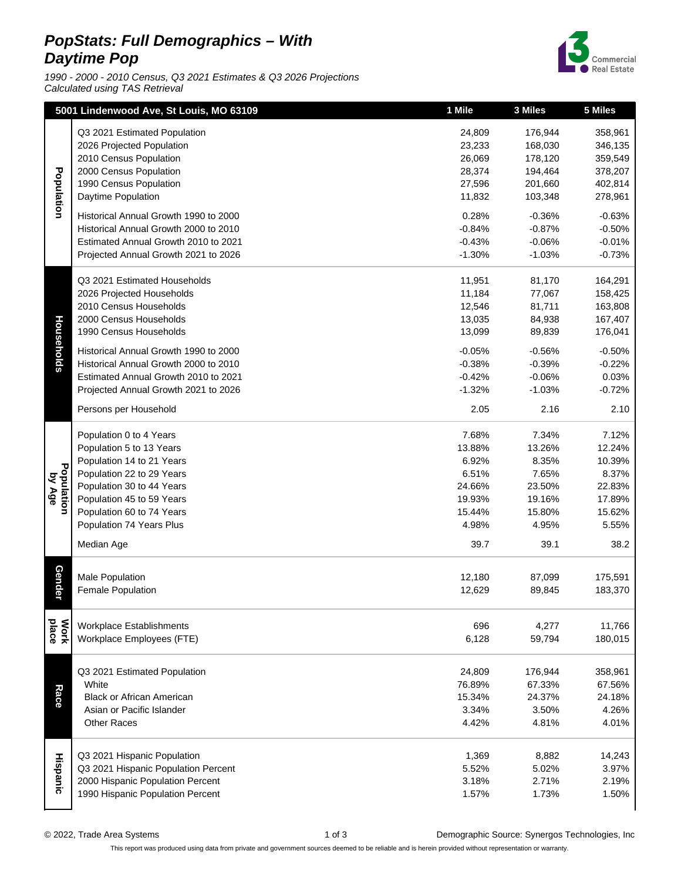# *PopStats: Full Demographics – With Daytime Pop*

*1990 - 2000 - 2010 Census, Q3 2021 Estimates & Q3 2026 Projections*
*Calculated using TAS Retrieval*

| | 5001 Lindenwood Ave, St Louis, MO 63109 | 1 Mile | 3 Miles | 5 Miles |
|---|---|---|---|---|
| **Population** | Q3 2021 Estimated Population | 24,809 | 176,944 | 358,961 |
| | 2026 Projected Population | 23,233 | 168,030 | 346,135 |
| | 2010 Census Population | 26,069 | 178,120 | 359,549 |
| | 2000 Census Population | 28,374 | 194,464 | 378,207 |
| | 1990 Census Population | 27,596 | 201,660 | 402,814 |
| | Daytime Population | 11,832 | 103,348 | 278,961 |
| | Historical Annual Growth 1990 to 2000 | 0.28% | -0.36% | -0.63% |
| | Historical Annual Growth 2000 to 2010 | -0.84% | -0.87% | -0.50% |
| | Estimated Annual Growth 2010 to 2021 | -0.43% | -0.06% | -0.01% |
| | Projected Annual Growth 2021 to 2026 | -1.30% | -1.03% | -0.73% |
| **Households** | Q3 2021 Estimated Households | 11,951 | 81,170 | 164,291 |
| | 2026 Projected Households | 11,184 | 77,067 | 158,425 |
| | 2010 Census Households | 12,546 | 81,711 | 163,808 |
| | 2000 Census Households | 13,035 | 84,938 | 167,407 |
| | 1990 Census Households | 13,099 | 89,839 | 176,041 |
| | Historical Annual Growth 1990 to 2000 | -0.05% | -0.56% | -0.50% |
| | Historical Annual Growth 2000 to 2010 | -0.38% | -0.39% | -0.22% |
| | Estimated Annual Growth 2010 to 2021 | -0.42% | -0.06% | 0.03% |
| | Projected Annual Growth 2021 to 2026 | -1.32% | -1.03% | -0.72% |
| | Persons per Household | 2.05 | 2.16 | 2.10 |
| **Population by Age** | Population 0 to 4 Years | 7.68% | 7.34% | 7.12% |
| | Population 5 to 13 Years | 13.88% | 13.26% | 12.24% |
| | Population 14 to 21 Years | 6.92% | 8.35% | 10.39% |
| | Population 22 to 29 Years | 6.51% | 7.65% | 8.37% |
| | Population 30 to 44 Years | 24.66% | 23.50% | 22.83% |
| | Population 45 to 59 Years | 19.93% | 19.16% | 17.89% |
| | Population 60 to 74 Years | 15.44% | 15.80% | 15.62% |
| | Population 74 Years Plus | 4.98% | 4.95% | 5.55% |
| | Median Age | 39.7 | 39.1 | 38.2 |
| **Gender** | Male Population | 12,180 | 87,099 | 175,591 |
| | Female Population | 12,629 | 89,845 | 183,370 |
| **Work place** | Workplace Establishments | 696 | 4,277 | 11,766 |
| | Workplace Employees (FTE) | 6,128 | 59,794 | 180,015 |
| **Race** | Q3 2021 Estimated Population | 24,809 | 176,944 | 358,961 |
| | White | 76.89% | 67.33% | 67.56% |
| | Black or African American | 15.34% | 24.37% | 24.18% |
| | Asian or Pacific Islander | 3.34% | 3.50% | 4.26% |
| | Other Races | 4.42% | 4.81% | 4.01% |
| **Hispanic** | Q3 2021 Hispanic Population | 1,369 | 8,882 | 14,243 |
| | Q3 2021 Hispanic Population Percent | 5.52% | 5.02% | 3.97% |
| | 2000 Hispanic Population Percent | 3.18% | 2.71% | 2.19% |
| | 1990 Hispanic Population Percent | 1.57% | 1.73% | 1.50% |

© 2022, Trade Area Systems — Demographic Source: Synergos Technologies, Inc

This report was produced using data from private and government sources deemed to be reliable and is herein provided without representation or warranty.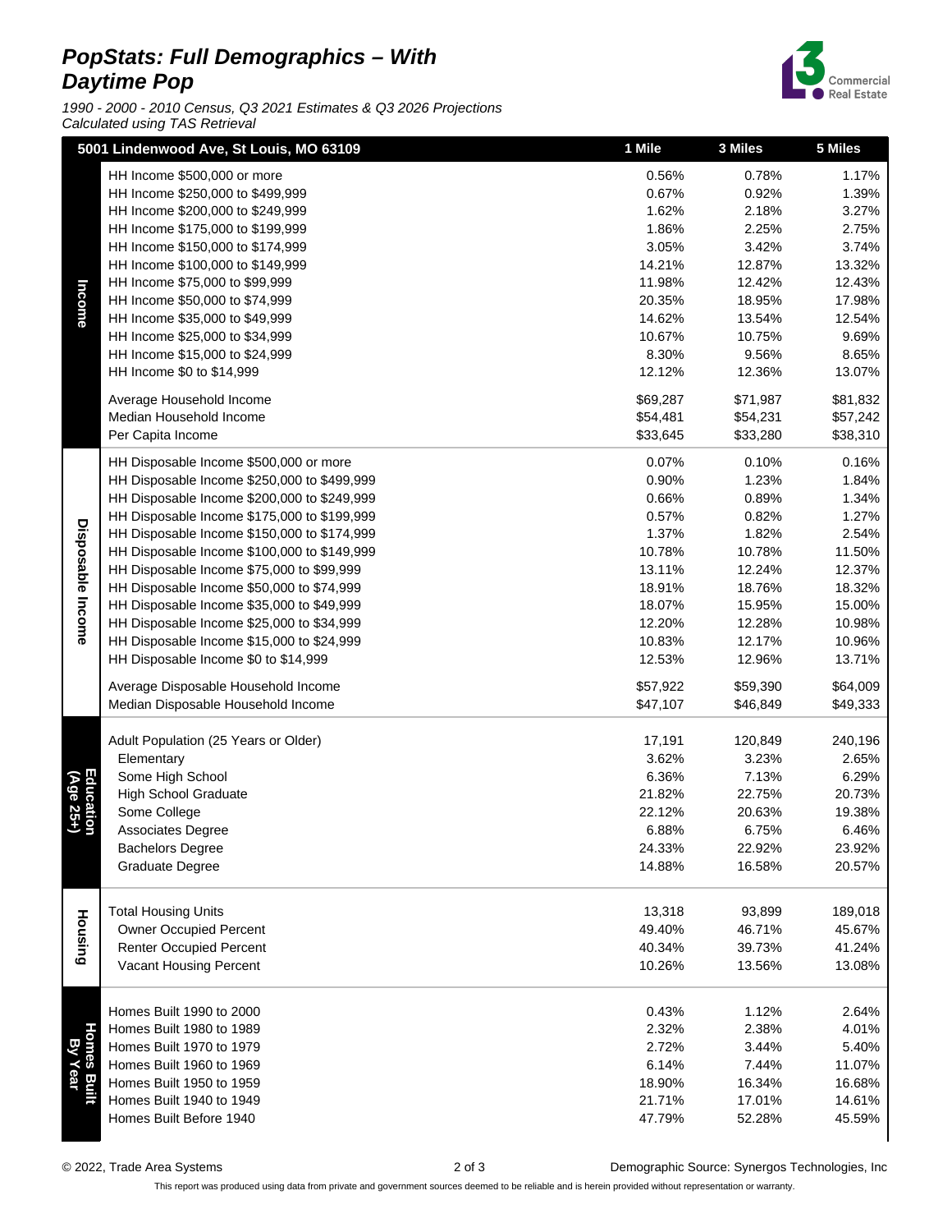# PopStats: Full Demographics – With Daytime Pop

*1990 - 2000 - 2010 Census, Q3 2021 Estimates & Q3 2026 Projections*
*Calculated using TAS Retrieval*

| | 5001 Lindenwood Ave, St Louis, MO 63109 | 1 Mile | 3 Miles | 5 Miles |
|---|---|---|---|---|
| **Income** | HH Income $500,000 or more | 0.56% | 0.78% | 1.17% |
| | HH Income $250,000 to $499,999 | 0.67% | 0.92% | 1.39% |
| | HH Income $200,000 to $249,999 | 1.62% | 2.18% | 3.27% |
| | HH Income $175,000 to $199,999 | 1.86% | 2.25% | 2.75% |
| | HH Income $150,000 to $174,999 | 3.05% | 3.42% | 3.74% |
| | HH Income $100,000 to $149,999 | 14.21% | 12.87% | 13.32% |
| | HH Income $75,000 to $99,999 | 11.98% | 12.42% | 12.43% |
| | HH Income $50,000 to $74,999 | 20.35% | 18.95% | 17.98% |
| | HH Income $35,000 to $49,999 | 14.62% | 13.54% | 12.54% |
| | HH Income $25,000 to $34,999 | 10.67% | 10.75% | 9.69% |
| | HH Income $15,000 to $24,999 | 8.30% | 9.56% | 8.65% |
| | HH Income $0 to $14,999 | 12.12% | 12.36% | 13.07% |
| | Average Household Income | $69,287 | $71,987 | $81,832 |
| | Median Household Income | $54,481 | $54,231 | $57,242 |
| | Per Capita Income | $33,645 | $33,280 | $38,310 |
| **Disposable Income** | HH Disposable Income $500,000 or more | 0.07% | 0.10% | 0.16% |
| | HH Disposable Income $250,000 to $499,999 | 0.90% | 1.23% | 1.84% |
| | HH Disposable Income $200,000 to $249,999 | 0.66% | 0.89% | 1.34% |
| | HH Disposable Income $175,000 to $199,999 | 0.57% | 0.82% | 1.27% |
| | HH Disposable Income $150,000 to $174,999 | 1.37% | 1.82% | 2.54% |
| | HH Disposable Income $100,000 to $149,999 | 10.78% | 10.78% | 11.50% |
| | HH Disposable Income $75,000 to $99,999 | 13.11% | 12.24% | 12.37% |
| | HH Disposable Income $50,000 to $74,999 | 18.91% | 18.76% | 18.32% |
| | HH Disposable Income $35,000 to $49,999 | 18.07% | 15.95% | 15.00% |
| | HH Disposable Income $25,000 to $34,999 | 12.20% | 12.28% | 10.98% |
| | HH Disposable Income $15,000 to $24,999 | 10.83% | 12.17% | 10.96% |
| | HH Disposable Income $0 to $14,999 | 12.53% | 12.96% | 13.71% |
| | Average Disposable Household Income | $57,922 | $59,390 | $64,009 |
| | Median Disposable Household Income | $47,107 | $46,849 | $49,333 |
| **Education (Age 25+)** | Adult Population (25 Years or Older) | 17,191 | 120,849 | 240,196 |
| | Elementary | 3.62% | 3.23% | 2.65% |
| | Some High School | 6.36% | 7.13% | 6.29% |
| | High School Graduate | 21.82% | 22.75% | 20.73% |
| | Some College | 22.12% | 20.63% | 19.38% |
| | Associates Degree | 6.88% | 6.75% | 6.46% |
| | Bachelors Degree | 24.33% | 22.92% | 23.92% |
| | Graduate Degree | 14.88% | 16.58% | 20.57% |
| **Housing** | Total Housing Units | 13,318 | 93,899 | 189,018 |
| | Owner Occupied Percent | 49.40% | 46.71% | 45.67% |
| | Renter Occupied Percent | 40.34% | 39.73% | 41.24% |
| | Vacant Housing Percent | 10.26% | 13.56% | 13.08% |
| **Homes Built By Year** | Homes Built 1990 to 2000 | 0.43% | 1.12% | 2.64% |
| | Homes Built 1980 to 1989 | 2.32% | 2.38% | 4.01% |
| | Homes Built 1970 to 1979 | 2.72% | 3.44% | 5.40% |
| | Homes Built 1960 to 1969 | 6.14% | 7.44% | 11.07% |
| | Homes Built 1950 to 1959 | 18.90% | 16.34% | 16.68% |
| | Homes Built 1940 to 1949 | 21.71% | 17.01% | 14.61% |
| | Homes Built Before 1940 | 47.79% | 52.28% | 45.59% |

© 2022, Trade Area Systems — Demographic Source: Synergos Technologies, Inc

This report was produced using data from private and government sources deemed to be reliable and is herein provided without representation or warranty.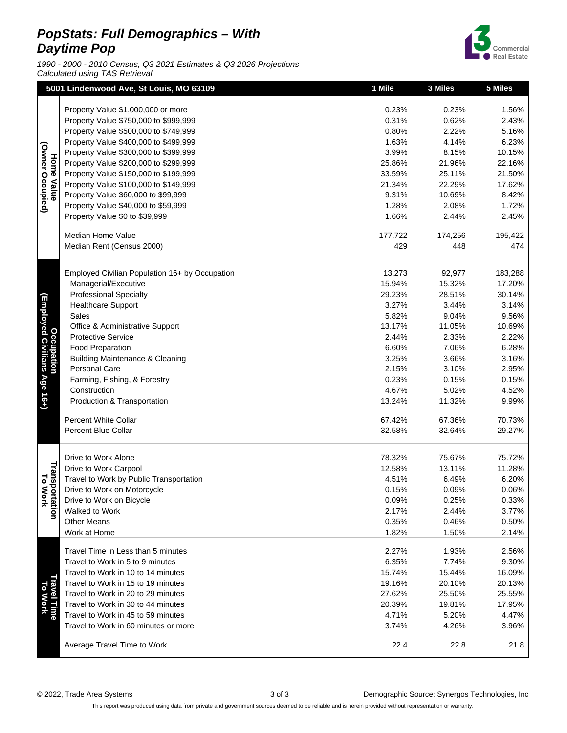# PopStats: Full Demographics – With Daytime Pop

*1990 - 2000 - 2010 Census, Q3 2021 Estimates & Q3 2026 Projections*
*Calculated using TAS Retrieval*

| | 5001 Lindenwood Ave, St Louis, MO 63109 | 1 Mile | 3 Miles | 5 Miles |
|---|---|---|---|---|
| Home Value (Owner Occupied) | Property Value $1,000,000 or more | 0.23% | 0.23% | 1.56% |
| | Property Value $750,000 to $999,999 | 0.31% | 0.62% | 2.43% |
| | Property Value $500,000 to $749,999 | 0.80% | 2.22% | 5.16% |
| | Property Value $400,000 to $499,999 | 1.63% | 4.14% | 6.23% |
| | Property Value $300,000 to $399,999 | 3.99% | 8.15% | 10.15% |
| | Property Value $200,000 to $299,999 | 25.86% | 21.96% | 22.16% |
| | Property Value $150,000 to $199,999 | 33.59% | 25.11% | 21.50% |
| | Property Value $100,000 to $149,999 | 21.34% | 22.29% | 17.62% |
| | Property Value $60,000 to $99,999 | 9.31% | 10.69% | 8.42% |
| | Property Value $40,000 to $59,999 | 1.28% | 2.08% | 1.72% |
| | Property Value $0 to $39,999 | 1.66% | 2.44% | 2.45% |
| | Median Home Value | 177,722 | 174,256 | 195,422 |
| | Median Rent (Census 2000) | 429 | 448 | 474 |
| Occupation (Employed Civilians Age 16+) | Employed Civilian Population 16+ by Occupation | 13,273 | 92,977 | 183,288 |
| | Managerial/Executive | 15.94% | 15.32% | 17.20% |
| | Professional Specialty | 29.23% | 28.51% | 30.14% |
| | Healthcare Support | 3.27% | 3.44% | 3.14% |
| | Sales | 5.82% | 9.04% | 9.56% |
| | Office & Administrative Support | 13.17% | 11.05% | 10.69% |
| | Protective Service | 2.44% | 2.33% | 2.22% |
| | Food Preparation | 6.60% | 7.06% | 6.28% |
| | Building Maintenance & Cleaning | 3.25% | 3.66% | 3.16% |
| | Personal Care | 2.15% | 3.10% | 2.95% |
| | Farming, Fishing, & Forestry | 0.23% | 0.15% | 0.15% |
| | Construction | 4.67% | 5.02% | 4.52% |
| | Production & Transportation | 13.24% | 11.32% | 9.99% |
| | Percent White Collar | 67.42% | 67.36% | 70.73% |
| | Percent Blue Collar | 32.58% | 32.64% | 29.27% |
| Transportation To Work | Drive to Work Alone | 78.32% | 75.67% | 75.72% |
| | Drive to Work Carpool | 12.58% | 13.11% | 11.28% |
| | Travel to Work by Public Transportation | 4.51% | 6.49% | 6.20% |
| | Drive to Work on Motorcycle | 0.15% | 0.09% | 0.06% |
| | Drive to Work on Bicycle | 0.09% | 0.25% | 0.33% |
| | Walked to Work | 2.17% | 2.44% | 3.77% |
| | Other Means | 0.35% | 0.46% | 0.50% |
| | Work at Home | 1.82% | 1.50% | 2.14% |
| Travel Time To Work | Travel Time in Less than 5 minutes | 2.27% | 1.93% | 2.56% |
| | Travel to Work in 5 to 9 minutes | 6.35% | 7.74% | 9.30% |
| | Travel to Work in 10 to 14 minutes | 15.74% | 15.44% | 16.09% |
| | Travel to Work in 15 to 19 minutes | 19.16% | 20.10% | 20.13% |
| | Travel to Work in 20 to 29 minutes | 27.62% | 25.50% | 25.55% |
| | Travel to Work in 30 to 44 minutes | 20.39% | 19.81% | 17.95% |
| | Travel to Work in 45 to 59 minutes | 4.71% | 5.20% | 4.47% |
| | Travel to Work in 60 minutes or more | 3.74% | 4.26% | 3.96% |
| | Average Travel Time to Work | 22.4 | 22.8 | 21.8 |

© 2022, Trade Area Systems

Demographic Source: Synergos Technologies, Inc

This report was produced using data from private and government sources deemed to be reliable and is herein provided without representation or warranty.